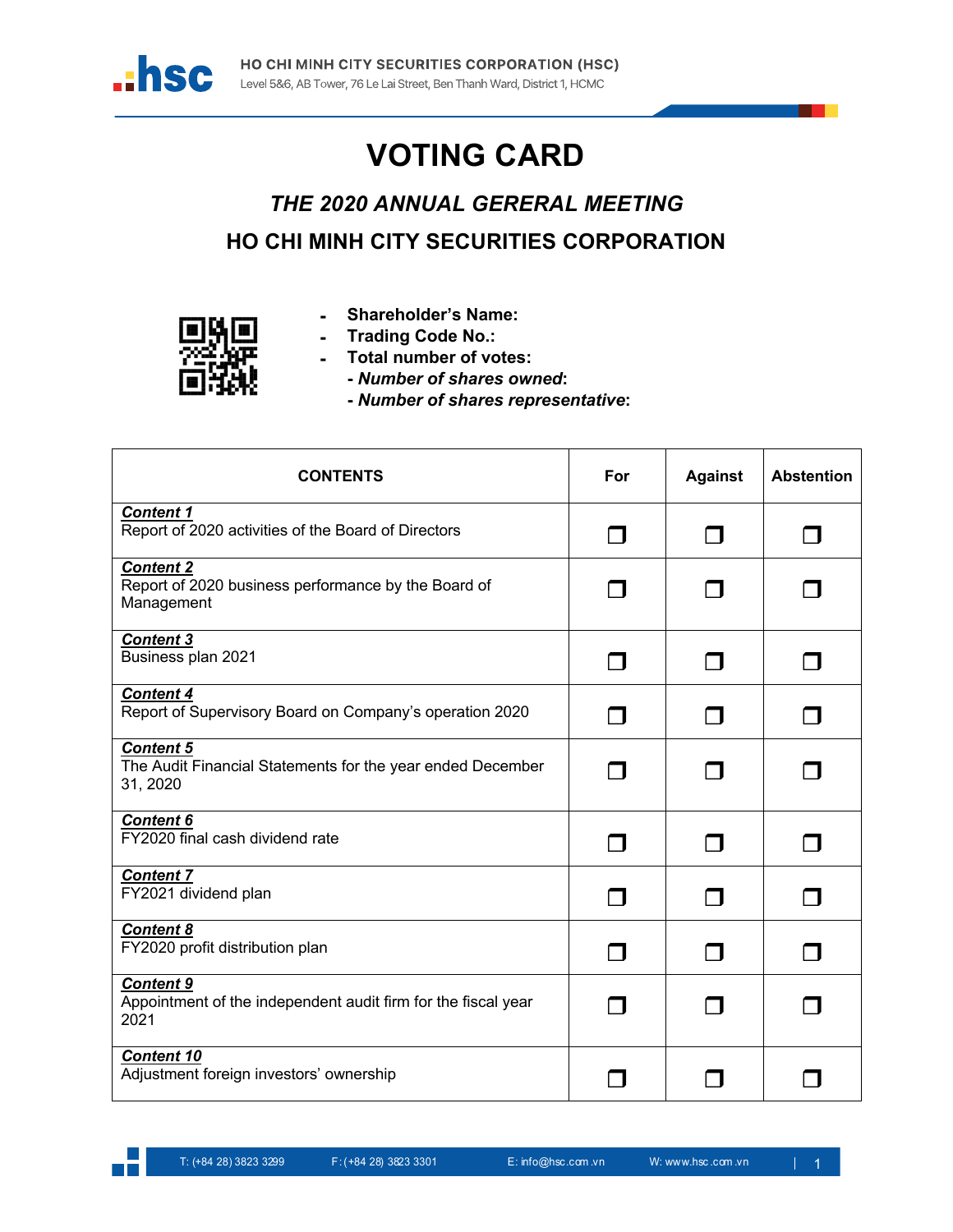HO CHI MINH CITY SECURITIES CORPORATION (HSC)
Level 5&6, AB Tower, 76 Le Lai Street, Ben Thanh Ward, District 1, HCMC

# VOTING CARD

## *THE 2020 ANNUAL GERERAL MEETING*

## HO CHI MINH CITY SECURITIES CORPORATION

- **Shareholder's Name:**
- **Trading Code No.:**
- **Total number of votes:**
  - ***Number of shares owned*:**
  - ***Number of shares representative*:**

| CONTENTS | For | Against | Abstention |
|---|---|---|---|
| ***Content 1***<br>Report of 2020 activities of the Board of Directors | ❒ | ❒ | ❒ |
| ***Content 2***<br>Report of 2020 business performance by the Board of Management | ❒ | ❒ | ❒ |
| ***Content 3***<br>Business plan 2021 | ❒ | ❒ | ❒ |
| ***Content 4***<br>Report of Supervisory Board on Company's operation 2020 | ❒ | ❒ | ❒ |
| ***Content 5***<br>The Audit Financial Statements for the year ended December 31, 2020 | ❒ | ❒ | ❒ |
| ***Content 6***<br>FY2020 final cash dividend rate | ❒ | ❒ | ❒ |
| ***Content 7***<br>FY2021 dividend plan | ❒ | ❒ | ❒ |
| ***Content 8***<br>FY2020 profit distribution plan | ❒ | ❒ | ❒ |
| ***Content 9***<br>Appointment of the independent audit firm for the fiscal year 2021 | ❒ | ❒ | ❒ |
| ***Content 10***<br>Adjustment foreign investors' ownership | ❒ | ❒ | ❒ |

T: (+84 28) 3823 3299 F: (+84 28) 3823 3301 E: info@hsc.com.vn W: www.hsc.com.vn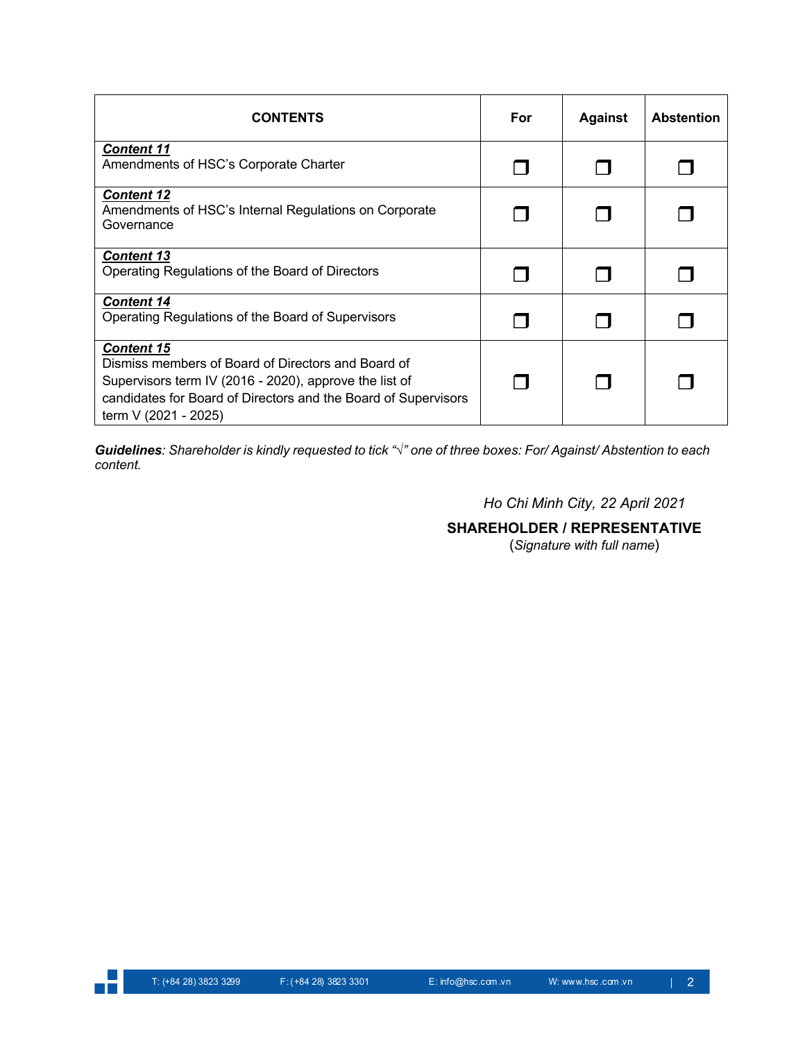| CONTENTS | For | Against | Abstention |
|---|---|---|---|
| ***Content 11***<br>Amendments of HSC's Corporate Charter | ❐ | ❐ | ❐ |
| ***Content 12***<br>Amendments of HSC's Internal Regulations on Corporate Governance | ❐ | ❐ | ❐ |
| ***Content 13***<br>Operating Regulations of the Board of Directors | ❐ | ❐ | ❐ |
| ***Content 14***<br>Operating Regulations of the Board of Supervisors | ❐ | ❐ | ❐ |
| ***Content 15***<br>Dismiss members of Board of Directors and Board of Supervisors term IV (2016 - 2020), approve the list of candidates for Board of Directors and the Board of Supervisors term V (2021 - 2025) | ❐ | ❐ | ❐ |

***Guidelines**: Shareholder is kindly requested to tick "√" one of three boxes: For/ Against/ Abstention to each content.*

*Ho Chi Minh City, 22 April 2021*

**SHAREHOLDER / REPRESENTATIVE**

(*Signature with full name*)